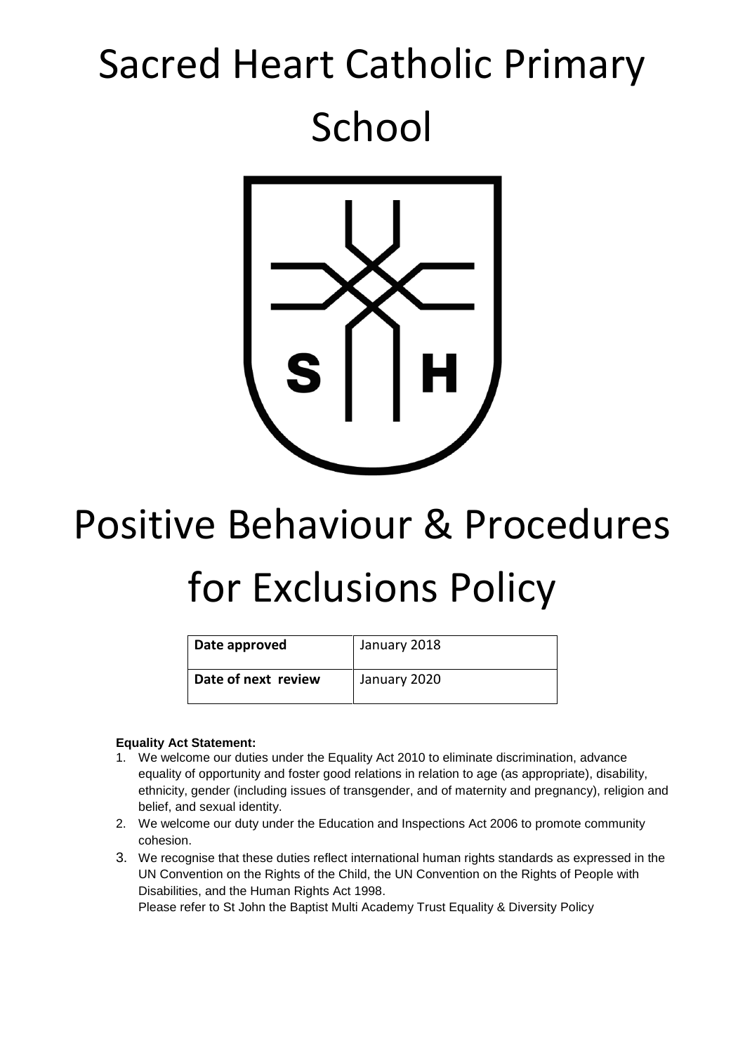# Sacred Heart Catholic Primary School

# Positive Behaviour & Procedures for Exclusions Policy

| Date approved | January 2018 |
| --- | --- |
| Date of next review | January 2020 |

**Equality Act Statement:**

1. We welcome our duties under the Equality Act 2010 to eliminate discrimination, advance equality of opportunity and foster good relations in relation to age (as appropriate), disability, ethnicity, gender (including issues of transgender, and of maternity and pregnancy), religion and belief, and sexual identity.
2. We welcome our duty under the Education and Inspections Act 2006 to promote community cohesion.
3. We recognise that these duties reflect international human rights standards as expressed in the UN Convention on the Rights of the Child, the UN Convention on the Rights of People with Disabilities, and the Human Rights Act 1998.
   Please refer to St John the Baptist Multi Academy Trust Equality & Diversity Policy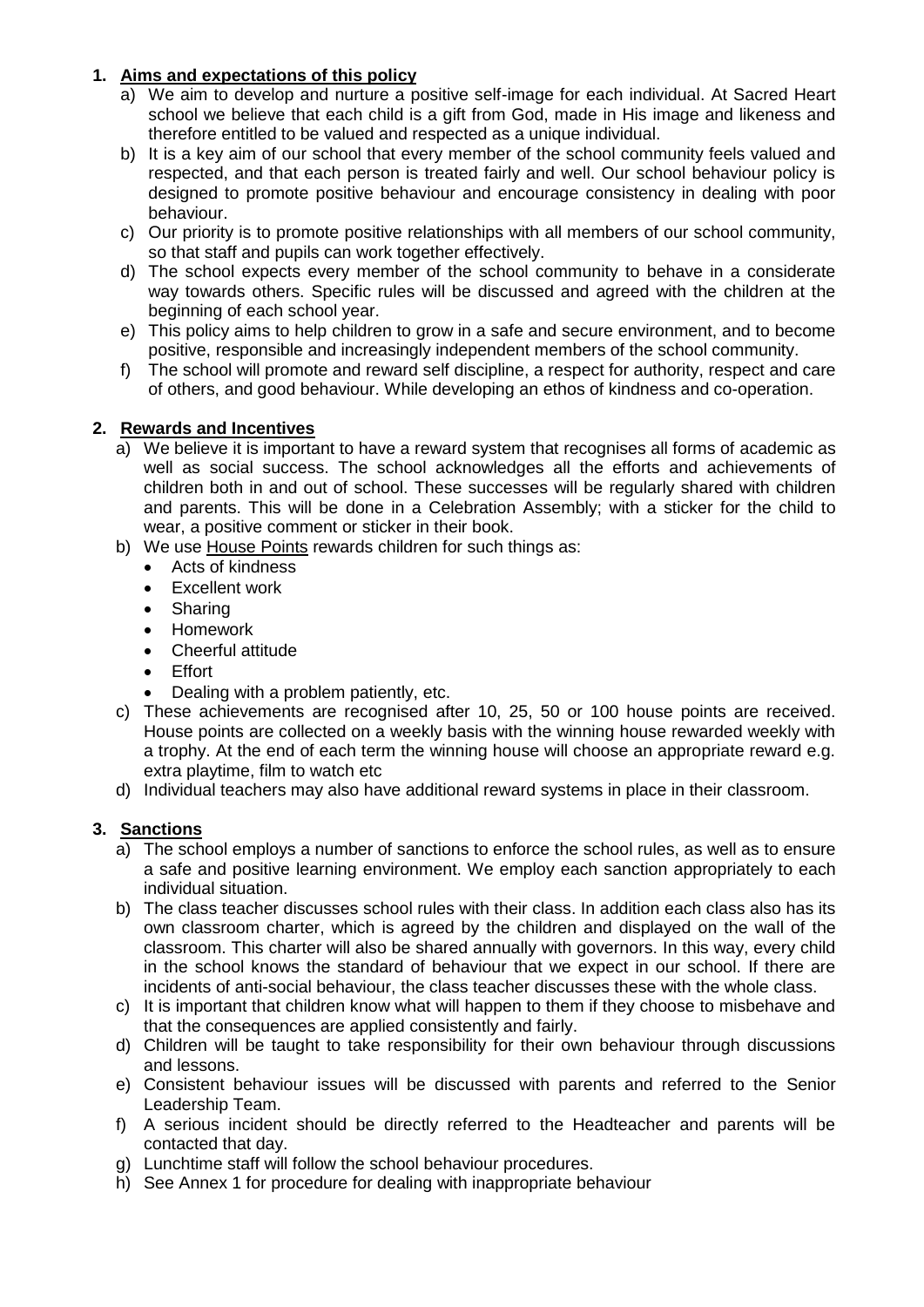## 1. Aims and expectations of this policy

a) We aim to develop and nurture a positive self-image for each individual. At Sacred Heart school we believe that each child is a gift from God, made in His image and likeness and therefore entitled to be valued and respected as a unique individual.

b) It is a key aim of our school that every member of the school community feels valued and respected, and that each person is treated fairly and well. Our school behaviour policy is designed to promote positive behaviour and encourage consistency in dealing with poor behaviour.

c) Our priority is to promote positive relationships with all members of our school community, so that staff and pupils can work together effectively.

d) The school expects every member of the school community to behave in a considerate way towards others. Specific rules will be discussed and agreed with the children at the beginning of each school year.

e) This policy aims to help children to grow in a safe and secure environment, and to become positive, responsible and increasingly independent members of the school community.

f) The school will promote and reward self discipline, a respect for authority, respect and care of others, and good behaviour. While developing an ethos of kindness and co-operation.

## 2. Rewards and Incentives

a) We believe it is important to have a reward system that recognises all forms of academic as well as social success. The school acknowledges all the efforts and achievements of children both in and out of school. These successes will be regularly shared with children and parents. This will be done in a Celebration Assembly; with a sticker for the child to wear, a positive comment or sticker in their book.

b) We use House Points rewards children for such things as:
   - Acts of kindness
   - Excellent work
   - Sharing
   - Homework
   - Cheerful attitude
   - Effort
   - Dealing with a problem patiently, etc.

c) These achievements are recognised after 10, 25, 50 or 100 house points are received. House points are collected on a weekly basis with the winning house rewarded weekly with a trophy. At the end of each term the winning house will choose an appropriate reward e.g. extra playtime, film to watch etc

d) Individual teachers may also have additional reward systems in place in their classroom.

## 3. Sanctions

a) The school employs a number of sanctions to enforce the school rules, as well as to ensure a safe and positive learning environment. We employ each sanction appropriately to each individual situation.

b) The class teacher discusses school rules with their class. In addition each class also has its own classroom charter, which is agreed by the children and displayed on the wall of the classroom. This charter will also be shared annually with governors. In this way, every child in the school knows the standard of behaviour that we expect in our school. If there are incidents of anti-social behaviour, the class teacher discusses these with the whole class.

c) It is important that children know what will happen to them if they choose to misbehave and that the consequences are applied consistently and fairly.

d) Children will be taught to take responsibility for their own behaviour through discussions and lessons.

e) Consistent behaviour issues will be discussed with parents and referred to the Senior Leadership Team.

f) A serious incident should be directly referred to the Headteacher and parents will be contacted that day.

g) Lunchtime staff will follow the school behaviour procedures.

h) See Annex 1 for procedure for dealing with inappropriate behaviour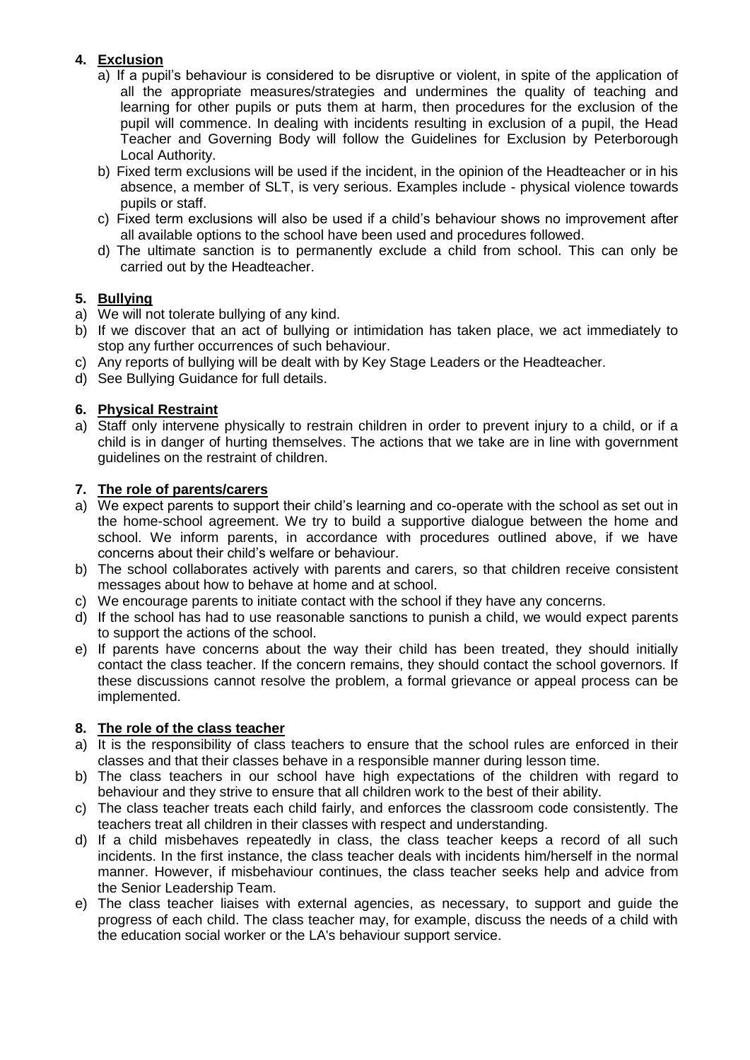## 4. Exclusion

a) If a pupil's behaviour is considered to be disruptive or violent, in spite of the application of all the appropriate measures/strategies and undermines the quality of teaching and learning for other pupils or puts them at harm, then procedures for the exclusion of the pupil will commence. In dealing with incidents resulting in exclusion of a pupil, the Head Teacher and Governing Body will follow the Guidelines for Exclusion by Peterborough Local Authority.

b) Fixed term exclusions will be used if the incident, in the opinion of the Headteacher or in his absence, a member of SLT, is very serious. Examples include - physical violence towards pupils or staff.

c) Fixed term exclusions will also be used if a child's behaviour shows no improvement after all available options to the school have been used and procedures followed.

d) The ultimate sanction is to permanently exclude a child from school. This can only be carried out by the Headteacher.

## 5. Bullying

a) We will not tolerate bullying of any kind.

b) If we discover that an act of bullying or intimidation has taken place, we act immediately to stop any further occurrences of such behaviour.

c) Any reports of bullying will be dealt with by Key Stage Leaders or the Headteacher.

d) See Bullying Guidance for full details.

## 6. Physical Restraint

a) Staff only intervene physically to restrain children in order to prevent injury to a child, or if a child is in danger of hurting themselves. The actions that we take are in line with government guidelines on the restraint of children.

## 7. The role of parents/carers

a) We expect parents to support their child's learning and co-operate with the school as set out in the home-school agreement. We try to build a supportive dialogue between the home and school. We inform parents, in accordance with procedures outlined above, if we have concerns about their child's welfare or behaviour.

b) The school collaborates actively with parents and carers, so that children receive consistent messages about how to behave at home and at school.

c) We encourage parents to initiate contact with the school if they have any concerns.

d) If the school has had to use reasonable sanctions to punish a child, we would expect parents to support the actions of the school.

e) If parents have concerns about the way their child has been treated, they should initially contact the class teacher. If the concern remains, they should contact the school governors. If these discussions cannot resolve the problem, a formal grievance or appeal process can be implemented.

## 8. The role of the class teacher

a) It is the responsibility of class teachers to ensure that the school rules are enforced in their classes and that their classes behave in a responsible manner during lesson time.

b) The class teachers in our school have high expectations of the children with regard to behaviour and they strive to ensure that all children work to the best of their ability.

c) The class teacher treats each child fairly, and enforces the classroom code consistently. The teachers treat all children in their classes with respect and understanding.

d) If a child misbehaves repeatedly in class, the class teacher keeps a record of all such incidents. In the first instance, the class teacher deals with incidents him/herself in the normal manner. However, if misbehaviour continues, the class teacher seeks help and advice from the Senior Leadership Team.

e) The class teacher liaises with external agencies, as necessary, to support and guide the progress of each child. The class teacher may, for example, discuss the needs of a child with the education social worker or the LA's behaviour support service.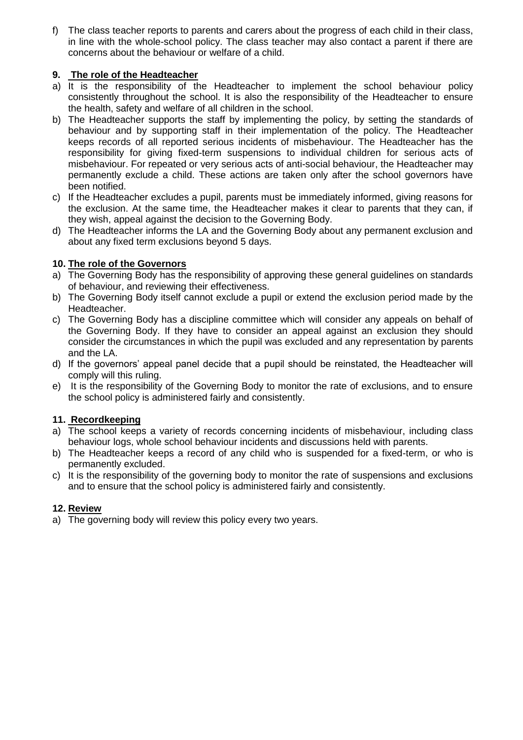f) The class teacher reports to parents and carers about the progress of each child in their class, in line with the whole-school policy. The class teacher may also contact a parent if there are concerns about the behaviour or welfare of a child.

## 9. The role of the Headteacher

a) It is the responsibility of the Headteacher to implement the school behaviour policy consistently throughout the school. It is also the responsibility of the Headteacher to ensure the health, safety and welfare of all children in the school.

b) The Headteacher supports the staff by implementing the policy, by setting the standards of behaviour and by supporting staff in their implementation of the policy. The Headteacher keeps records of all reported serious incidents of misbehaviour. The Headteacher has the responsibility for giving fixed-term suspensions to individual children for serious acts of misbehaviour. For repeated or very serious acts of anti-social behaviour, the Headteacher may permanently exclude a child. These actions are taken only after the school governors have been notified.

c) If the Headteacher excludes a pupil, parents must be immediately informed, giving reasons for the exclusion. At the same time, the Headteacher makes it clear to parents that they can, if they wish, appeal against the decision to the Governing Body.

d) The Headteacher informs the LA and the Governing Body about any permanent exclusion and about any fixed term exclusions beyond 5 days.

## 10. The role of the Governors

a) The Governing Body has the responsibility of approving these general guidelines on standards of behaviour, and reviewing their effectiveness.

b) The Governing Body itself cannot exclude a pupil or extend the exclusion period made by the Headteacher.

c) The Governing Body has a discipline committee which will consider any appeals on behalf of the Governing Body. If they have to consider an appeal against an exclusion they should consider the circumstances in which the pupil was excluded and any representation by parents and the LA.

d) If the governors' appeal panel decide that a pupil should be reinstated, the Headteacher will comply will this ruling.

e) It is the responsibility of the Governing Body to monitor the rate of exclusions, and to ensure the school policy is administered fairly and consistently.

## 11. Recordkeeping

a) The school keeps a variety of records concerning incidents of misbehaviour, including class behaviour logs, whole school behaviour incidents and discussions held with parents.

b) The Headteacher keeps a record of any child who is suspended for a fixed-term, or who is permanently excluded.

c) It is the responsibility of the governing body to monitor the rate of suspensions and exclusions and to ensure that the school policy is administered fairly and consistently.

## 12. Review

a) The governing body will review this policy every two years.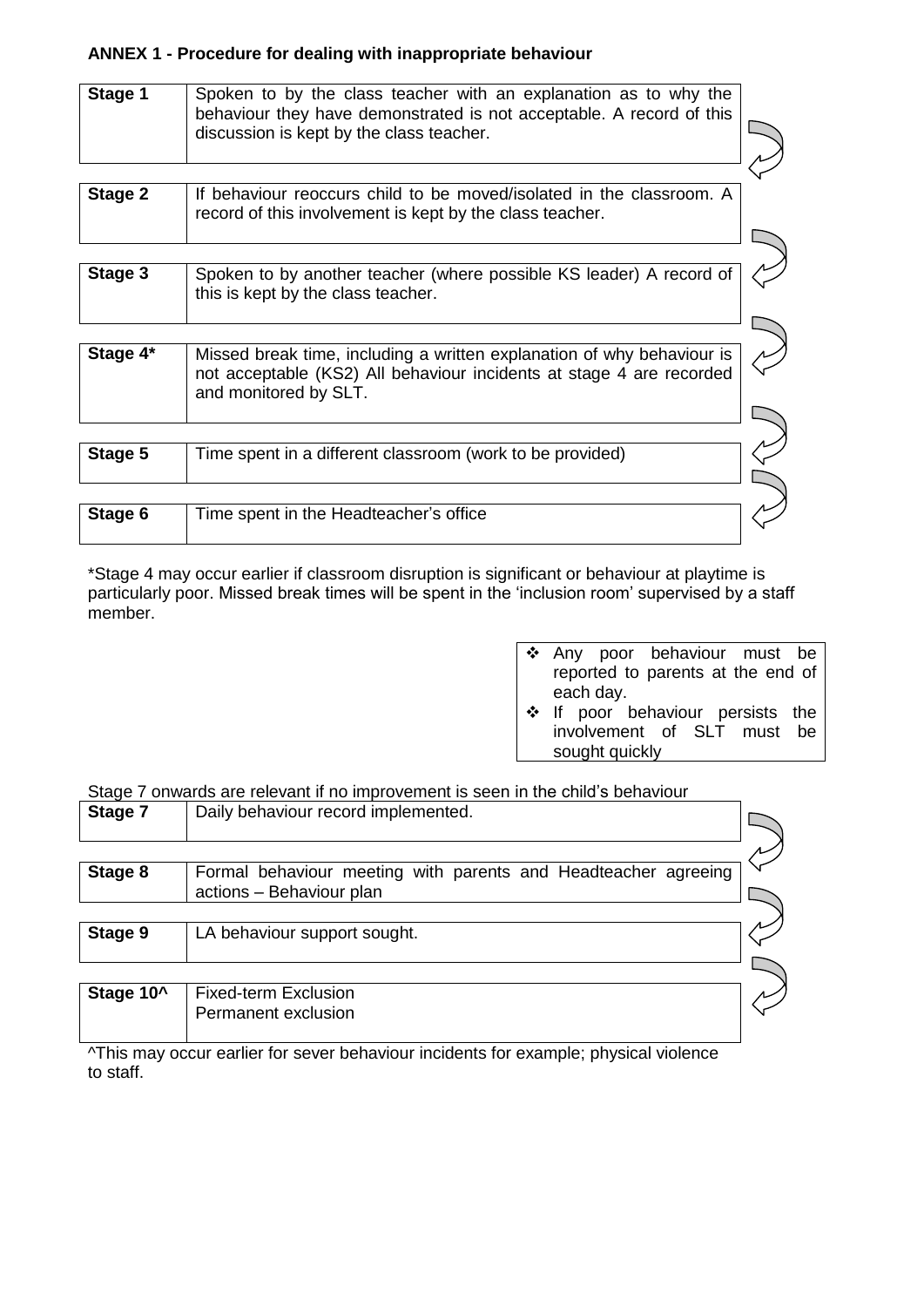**ANNEX 1 - Procedure for dealing with inappropriate behaviour**

| | |
|---|---|
| **Stage 1** | Spoken to by the class teacher with an explanation as to why the behaviour they have demonstrated is not acceptable. A record of this discussion is kept by the class teacher. |
| **Stage 2** | If behaviour reoccurs child to be moved/isolated in the classroom. A record of this involvement is kept by the class teacher. |
| **Stage 3** | Spoken to by another teacher (where possible KS leader) A record of this is kept by the class teacher. |
| **Stage 4*** | Missed break time, including a written explanation of why behaviour is not acceptable (KS2) All behaviour incidents at stage 4 are recorded and monitored by SLT. |
| **Stage 5** | Time spent in a different classroom (work to be provided) |
| **Stage 6** | Time spent in the Headteacher's office |

*Stage 4 may occur earlier if classroom disruption is significant or behaviour at playtime is particularly poor. Missed break times will be spent in the 'inclusion room' supervised by a staff member.

- Any poor behaviour must be reported to parents at the end of each day.
- If poor behaviour persists the involvement of SLT must be sought quickly

Stage 7 onwards are relevant if no improvement is seen in the child's behaviour

| | |
|---|---|
| **Stage 7** | Daily behaviour record implemented. |
| **Stage 8** | Formal behaviour meeting with parents and Headteacher agreeing actions – Behaviour plan |
| **Stage 9** | LA behaviour support sought. |
| **Stage 10^** | Fixed-term Exclusion<br>Permanent exclusion |

^This may occur earlier for sever behaviour incidents for example; physical violence to staff.